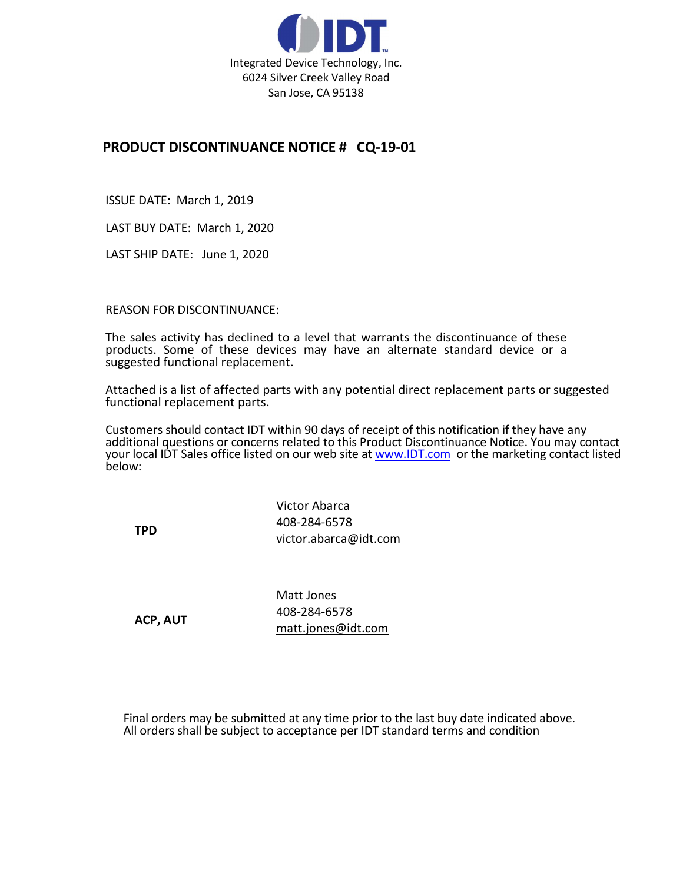Integrated Device Technology, Inc.
6024 Silver Creek Valley Road
San Jose, CA 95138

# PRODUCT DISCONTINUANCE NOTICE # CQ-19-01

ISSUE DATE: March 1, 2019

LAST BUY DATE: March 1, 2020

LAST SHIP DATE: June 1, 2020

REASON FOR DISCONTINUANCE:

The sales activity has declined to a level that warrants the discontinuance of these products. Some of these devices may have an alternate standard device or a suggested functional replacement.

Attached is a list of affected parts with any potential direct replacement parts or suggested functional replacement parts.

Customers should contact IDT within 90 days of receipt of this notification if they have any additional questions or concerns related to this Product Discontinuance Notice. You may contact your local IDT Sales office listed on our web site at www.IDT.com or the marketing contact listed below:

| | |
|---|---|
| **TPD** | Victor Abarca<br>408-284-6578<br>victor.abarca@idt.com |
| **ACP, AUT** | Matt Jones<br>408-284-6578<br>matt.jones@idt.com |

Final orders may be submitted at any time prior to the last buy date indicated above.
All orders shall be subject to acceptance per IDT standard terms and condition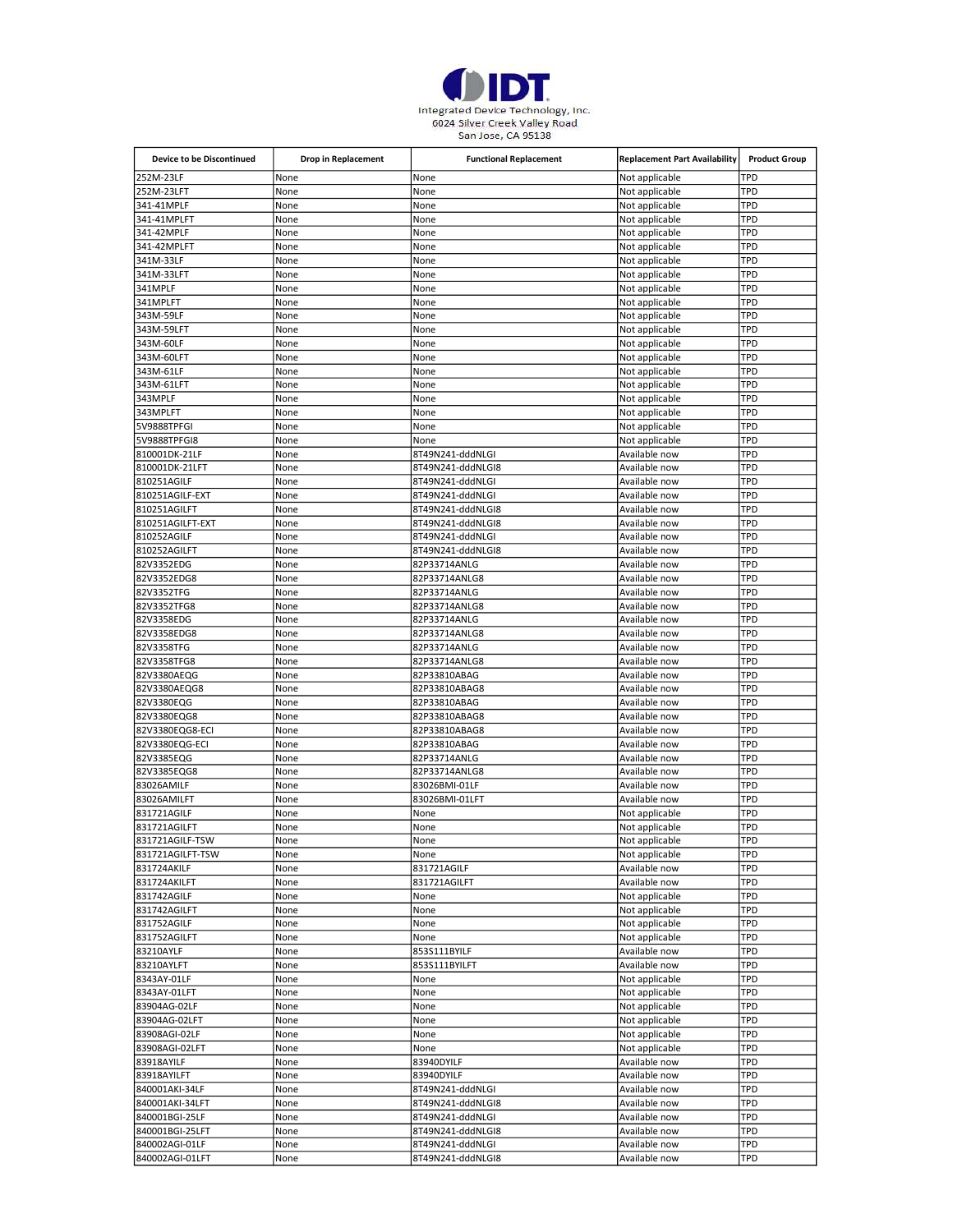IDT

Integrated Device Technology, Inc.
6024 Silver Creek Valley Road
San Jose, CA 95138

| Device to be Discontinued | Drop in Replacement | Functional Replacement | Replacement Part Availability | Product Group |
|---|---|---|---|---|
| 252M-23LF | None | None | Not applicable | TPD |
| 252M-23LFT | None | None | Not applicable | TPD |
| 341-41MPLF | None | None | Not applicable | TPD |
| 341-41MPLFT | None | None | Not applicable | TPD |
| 341-42MPLF | None | None | Not applicable | TPD |
| 341-42MPLFT | None | None | Not applicable | TPD |
| 341M-33LF | None | None | Not applicable | TPD |
| 341M-33LFT | None | None | Not applicable | TPD |
| 341MPLF | None | None | Not applicable | TPD |
| 341MPLFT | None | None | Not applicable | TPD |
| 343M-59LF | None | None | Not applicable | TPD |
| 343M-59LFT | None | None | Not applicable | TPD |
| 343M-60LF | None | None | Not applicable | TPD |
| 343M-60LFT | None | None | Not applicable | TPD |
| 343M-61LF | None | None | Not applicable | TPD |
| 343M-61LFT | None | None | Not applicable | TPD |
| 343MPLF | None | None | Not applicable | TPD |
| 343MPLFT | None | None | Not applicable | TPD |
| 5V9888TPFGI | None | None | Not applicable | TPD |
| 5V9888TPFGI8 | None | None | Not applicable | TPD |
| 810001DK-21LF | None | 8T49N241-dddNLGI | Available now | TPD |
| 810001DK-21LFT | None | 8T49N241-dddNLGI8 | Available now | TPD |
| 810251AGILF | None | 8T49N241-dddNLGI | Available now | TPD |
| 810251AGILF-EXT | None | 8T49N241-dddNLGI | Available now | TPD |
| 810251AGILFT | None | 8T49N241-dddNLGI8 | Available now | TPD |
| 810251AGILFT-EXT | None | 8T49N241-dddNLGI8 | Available now | TPD |
| 810252AGILF | None | 8T49N241-dddNLGI | Available now | TPD |
| 810252AGILFT | None | 8T49N241-dddNLGI8 | Available now | TPD |
| 82V3352EDG | None | 82P33714ANLG | Available now | TPD |
| 82V3352EDG8 | None | 82P33714ANLG8 | Available now | TPD |
| 82V3352TFG | None | 82P33714ANLG | Available now | TPD |
| 82V3352TFG8 | None | 82P33714ANLG8 | Available now | TPD |
| 82V3358EDG | None | 82P33714ANLG | Available now | TPD |
| 82V3358EDG8 | None | 82P33714ANLG8 | Available now | TPD |
| 82V3358TFG | None | 82P33714ANLG | Available now | TPD |
| 82V3358TFG8 | None | 82P33714ANLG8 | Available now | TPD |
| 82V3380AEQG | None | 82P33810ABAG | Available now | TPD |
| 82V3380AEQG8 | None | 82P33810ABAG8 | Available now | TPD |
| 82V3380EQG | None | 82P33810ABAG | Available now | TPD |
| 82V3380EQG8 | None | 82P33810ABAG8 | Available now | TPD |
| 82V3380EQG8-ECI | None | 82P33810ABAG8 | Available now | TPD |
| 82V3380EQG-ECI | None | 82P33810ABAG | Available now | TPD |
| 82V3385EQG | None | 82P33714ANLG | Available now | TPD |
| 82V3385EQG8 | None | 82P33714ANLG8 | Available now | TPD |
| 83026AMILF | None | 83026BMI-01LF | Available now | TPD |
| 83026AMILFT | None | 83026BMI-01LFT | Available now | TPD |
| 831721AGILF | None | None | Not applicable | TPD |
| 831721AGILFT | None | None | Not applicable | TPD |
| 831721AGILF-TSW | None | None | Not applicable | TPD |
| 831721AGILFT-TSW | None | None | Not applicable | TPD |
| 831724AKILF | None | 831721AGILF | Available now | TPD |
| 831724AKILFT | None | 831721AGILFT | Available now | TPD |
| 831742AGILF | None | None | Not applicable | TPD |
| 831742AGILFT | None | None | Not applicable | TPD |
| 831752AGILF | None | None | Not applicable | TPD |
| 831752AGILFT | None | None | Not applicable | TPD |
| 83210AYLF | None | 853S111BYILF | Available now | TPD |
| 83210AYLFT | None | 853S111BYILFT | Available now | TPD |
| 8343AY-01LF | None | None | Not applicable | TPD |
| 8343AY-01LFT | None | None | Not applicable | TPD |
| 83904AG-02LF | None | None | Not applicable | TPD |
| 83904AG-02LFT | None | None | Not applicable | TPD |
| 83908AGI-02LF | None | None | Not applicable | TPD |
| 83908AGI-02LFT | None | None | Not applicable | TPD |
| 83918AYILF | None | 83940DYILF | Available now | TPD |
| 83918AYILFT | None | 83940DYILF | Available now | TPD |
| 840001AKI-34LF | None | 8T49N241-dddNLGI | Available now | TPD |
| 840001AKI-34LFT | None | 8T49N241-dddNLGI8 | Available now | TPD |
| 840001BGI-25LF | None | 8T49N241-dddNLGI | Available now | TPD |
| 840001BGI-25LFT | None | 8T49N241-dddNLGI8 | Available now | TPD |
| 840002AGI-01LF | None | 8T49N241-dddNLGI | Available now | TPD |
| 840002AGI-01LFT | None | 8T49N241-dddNLGI8 | Available now | TPD |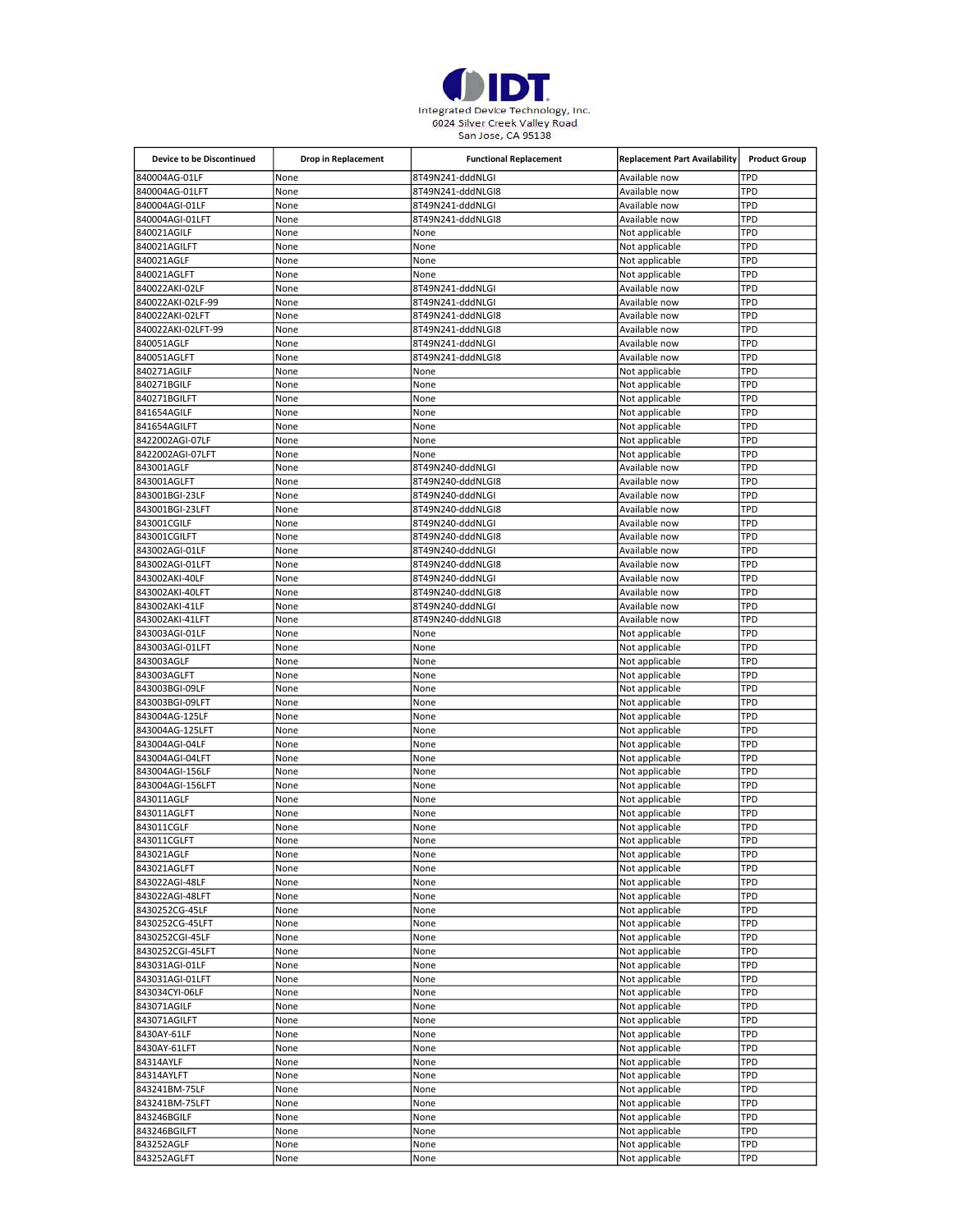IDT

Integrated Device Technology, Inc.
6024 Silver Creek Valley Road
San Jose, CA 95138

| Device to be Discontinued | Drop in Replacement | Functional Replacement | Replacement Part Availability | Product Group |
|---|---|---|---|---|
| 840004AG-01LF | None | 8T49N241-dddNLGI | Available now | TPD |
| 840004AG-01LFT | None | 8T49N241-dddNLGI8 | Available now | TPD |
| 840004AGI-01LF | None | 8T49N241-dddNLGI | Available now | TPD |
| 840004AGI-01LFT | None | 8T49N241-dddNLGI8 | Available now | TPD |
| 840021AGILF | None | None | Not applicable | TPD |
| 840021AGILFT | None | None | Not applicable | TPD |
| 840021AGLF | None | None | Not applicable | TPD |
| 840021AGLFT | None | None | Not applicable | TPD |
| 840022AKI-02LF | None | 8T49N241-dddNLGI | Available now | TPD |
| 840022AKI-02LF-99 | None | 8T49N241-dddNLGI | Available now | TPD |
| 840022AKI-02LFT | None | 8T49N241-dddNLGI8 | Available now | TPD |
| 840022AKI-02LFT-99 | None | 8T49N241-dddNLGI8 | Available now | TPD |
| 840051AGLF | None | 8T49N241-dddNLGI | Available now | TPD |
| 840051AGLFT | None | 8T49N241-dddNLGI8 | Available now | TPD |
| 840271AGILF | None | None | Not applicable | TPD |
| 840271BGILF | None | None | Not applicable | TPD |
| 840271BGILFT | None | None | Not applicable | TPD |
| 841654AGILF | None | None | Not applicable | TPD |
| 841654AGILFT | None | None | Not applicable | TPD |
| 8422002AGI-07LF | None | None | Not applicable | TPD |
| 8422002AGI-07LFT | None | None | Not applicable | TPD |
| 843001AGLF | None | 8T49N240-dddNLGI | Available now | TPD |
| 843001AGLFT | None | 8T49N240-dddNLGI8 | Available now | TPD |
| 843001BGI-23LF | None | 8T49N240-dddNLGI | Available now | TPD |
| 843001BGI-23LFT | None | 8T49N240-dddNLGI8 | Available now | TPD |
| 843001CGILF | None | 8T49N240-dddNLGI | Available now | TPD |
| 843001CGILFT | None | 8T49N240-dddNLGI8 | Available now | TPD |
| 843002AGI-01LF | None | 8T49N240-dddNLGI | Available now | TPD |
| 843002AGI-01LFT | None | 8T49N240-dddNLGI8 | Available now | TPD |
| 843002AKI-40LF | None | 8T49N240-dddNLGI | Available now | TPD |
| 843002AKI-40LFT | None | 8T49N240-dddNLGI8 | Available now | TPD |
| 843002AKI-41LF | None | 8T49N240-dddNLGI | Available now | TPD |
| 843002AKI-41LFT | None | 8T49N240-dddNLGI8 | Available now | TPD |
| 843003AGI-01LF | None | None | Not applicable | TPD |
| 843003AGI-01LFT | None | None | Not applicable | TPD |
| 843003AGLF | None | None | Not applicable | TPD |
| 843003AGLFT | None | None | Not applicable | TPD |
| 843003BGI-09LF | None | None | Not applicable | TPD |
| 843003BGI-09LFT | None | None | Not applicable | TPD |
| 843004AG-125LF | None | None | Not applicable | TPD |
| 843004AG-125LFT | None | None | Not applicable | TPD |
| 843004AGI-04LF | None | None | Not applicable | TPD |
| 843004AGI-04LFT | None | None | Not applicable | TPD |
| 843004AGI-156LF | None | None | Not applicable | TPD |
| 843004AGI-156LFT | None | None | Not applicable | TPD |
| 843011AGLF | None | None | Not applicable | TPD |
| 843011AGLFT | None | None | Not applicable | TPD |
| 843011CGLF | None | None | Not applicable | TPD |
| 843011CGLFT | None | None | Not applicable | TPD |
| 843021AGLF | None | None | Not applicable | TPD |
| 843021AGLFT | None | None | Not applicable | TPD |
| 843022AGI-48LF | None | None | Not applicable | TPD |
| 843022AGI-48LFT | None | None | Not applicable | TPD |
| 8430252CG-45LF | None | None | Not applicable | TPD |
| 8430252CG-45LFT | None | None | Not applicable | TPD |
| 8430252CGI-45LF | None | None | Not applicable | TPD |
| 8430252CGI-45LFT | None | None | Not applicable | TPD |
| 843031AGI-01LF | None | None | Not applicable | TPD |
| 843031AGI-01LFT | None | None | Not applicable | TPD |
| 843034CYI-06LF | None | None | Not applicable | TPD |
| 843071AGILF | None | None | Not applicable | TPD |
| 843071AGILFT | None | None | Not applicable | TPD |
| 8430AY-61LF | None | None | Not applicable | TPD |
| 8430AY-61LFT | None | None | Not applicable | TPD |
| 84314AYLF | None | None | Not applicable | TPD |
| 84314AYLFT | None | None | Not applicable | TPD |
| 843241BM-75LF | None | None | Not applicable | TPD |
| 843241BM-75LFT | None | None | Not applicable | TPD |
| 843246BGILF | None | None | Not applicable | TPD |
| 843246BGILFT | None | None | Not applicable | TPD |
| 843252AGLF | None | None | Not applicable | TPD |
| 843252AGLFT | None | None | Not applicable | TPD |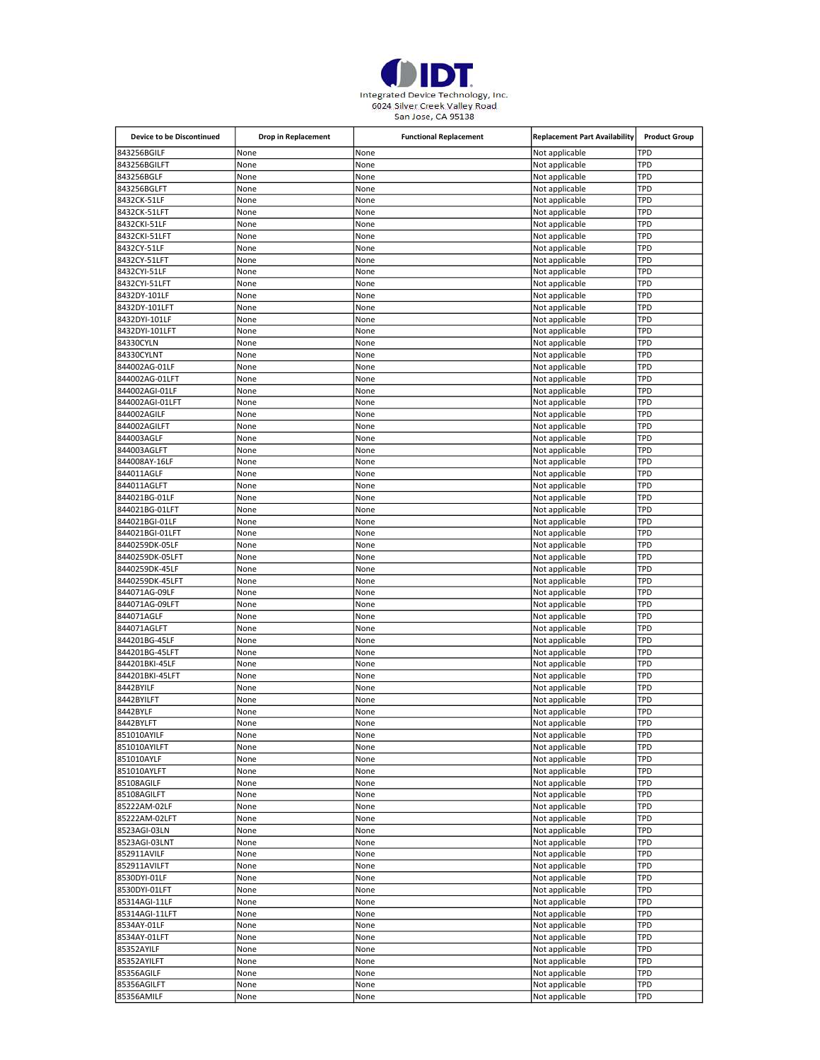IDT

Integrated Device Technology, Inc.
6024 Silver Creek Valley Road
San Jose, CA 95138

| Device to be Discontinued | Drop in Replacement | Functional Replacement | Replacement Part Availability | Product Group |
|---|---|---|---|---|
| 843256BGILF | None | None | Not applicable | TPD |
| 843256BGILFT | None | None | Not applicable | TPD |
| 843256BGLF | None | None | Not applicable | TPD |
| 843256BGLFT | None | None | Not applicable | TPD |
| 8432CK-51LF | None | None | Not applicable | TPD |
| 8432CK-51LFT | None | None | Not applicable | TPD |
| 8432CKI-51LF | None | None | Not applicable | TPD |
| 8432CKI-51LFT | None | None | Not applicable | TPD |
| 8432CY-51LF | None | None | Not applicable | TPD |
| 8432CY-51LFT | None | None | Not applicable | TPD |
| 8432CYI-51LF | None | None | Not applicable | TPD |
| 8432CYI-51LFT | None | None | Not applicable | TPD |
| 8432DY-101LF | None | None | Not applicable | TPD |
| 8432DY-101LFT | None | None | Not applicable | TPD |
| 8432DYI-101LF | None | None | Not applicable | TPD |
| 8432DYI-101LFT | None | None | Not applicable | TPD |
| 84330CYLN | None | None | Not applicable | TPD |
| 84330CYLNT | None | None | Not applicable | TPD |
| 844002AG-01LF | None | None | Not applicable | TPD |
| 844002AG-01LFT | None | None | Not applicable | TPD |
| 844002AGI-01LF | None | None | Not applicable | TPD |
| 844002AGI-01LFT | None | None | Not applicable | TPD |
| 844002AGILF | None | None | Not applicable | TPD |
| 844002AGILFT | None | None | Not applicable | TPD |
| 844003AGLF | None | None | Not applicable | TPD |
| 844003AGLFT | None | None | Not applicable | TPD |
| 844008AY-16LF | None | None | Not applicable | TPD |
| 844011AGLF | None | None | Not applicable | TPD |
| 844011AGLFT | None | None | Not applicable | TPD |
| 844021BG-01LF | None | None | Not applicable | TPD |
| 844021BG-01LFT | None | None | Not applicable | TPD |
| 844021BGI-01LF | None | None | Not applicable | TPD |
| 844021BGI-01LFT | None | None | Not applicable | TPD |
| 8440259DK-05LF | None | None | Not applicable | TPD |
| 8440259DK-05LFT | None | None | Not applicable | TPD |
| 8440259DK-45LF | None | None | Not applicable | TPD |
| 8440259DK-45LFT | None | None | Not applicable | TPD |
| 844071AG-09LF | None | None | Not applicable | TPD |
| 844071AG-09LFT | None | None | Not applicable | TPD |
| 844071AGLF | None | None | Not applicable | TPD |
| 844071AGLFT | None | None | Not applicable | TPD |
| 844201BG-45LF | None | None | Not applicable | TPD |
| 844201BG-45LFT | None | None | Not applicable | TPD |
| 844201BKI-45LF | None | None | Not applicable | TPD |
| 844201BKI-45LFT | None | None | Not applicable | TPD |
| 8442BYILF | None | None | Not applicable | TPD |
| 8442BYILFT | None | None | Not applicable | TPD |
| 8442BYLF | None | None | Not applicable | TPD |
| 8442BYLFT | None | None | Not applicable | TPD |
| 851010AYILF | None | None | Not applicable | TPD |
| 851010AYILFT | None | None | Not applicable | TPD |
| 851010AYLF | None | None | Not applicable | TPD |
| 851010AYLFT | None | None | Not applicable | TPD |
| 85108AGILF | None | None | Not applicable | TPD |
| 85108AGILFT | None | None | Not applicable | TPD |
| 85222AM-02LF | None | None | Not applicable | TPD |
| 85222AM-02LFT | None | None | Not applicable | TPD |
| 8523AGI-03LN | None | None | Not applicable | TPD |
| 8523AGI-03LNT | None | None | Not applicable | TPD |
| 852911AVILF | None | None | Not applicable | TPD |
| 852911AVILFT | None | None | Not applicable | TPD |
| 8530DYI-01LF | None | None | Not applicable | TPD |
| 8530DYI-01LFT | None | None | Not applicable | TPD |
| 85314AGI-11LF | None | None | Not applicable | TPD |
| 85314AGI-11LFT | None | None | Not applicable | TPD |
| 8534AY-01LF | None | None | Not applicable | TPD |
| 8534AY-01LFT | None | None | Not applicable | TPD |
| 85352AYILF | None | None | Not applicable | TPD |
| 85352AYILFT | None | None | Not applicable | TPD |
| 85356AGILF | None | None | Not applicable | TPD |
| 85356AGILFT | None | None | Not applicable | TPD |
| 85356AMILF | None | None | Not applicable | TPD |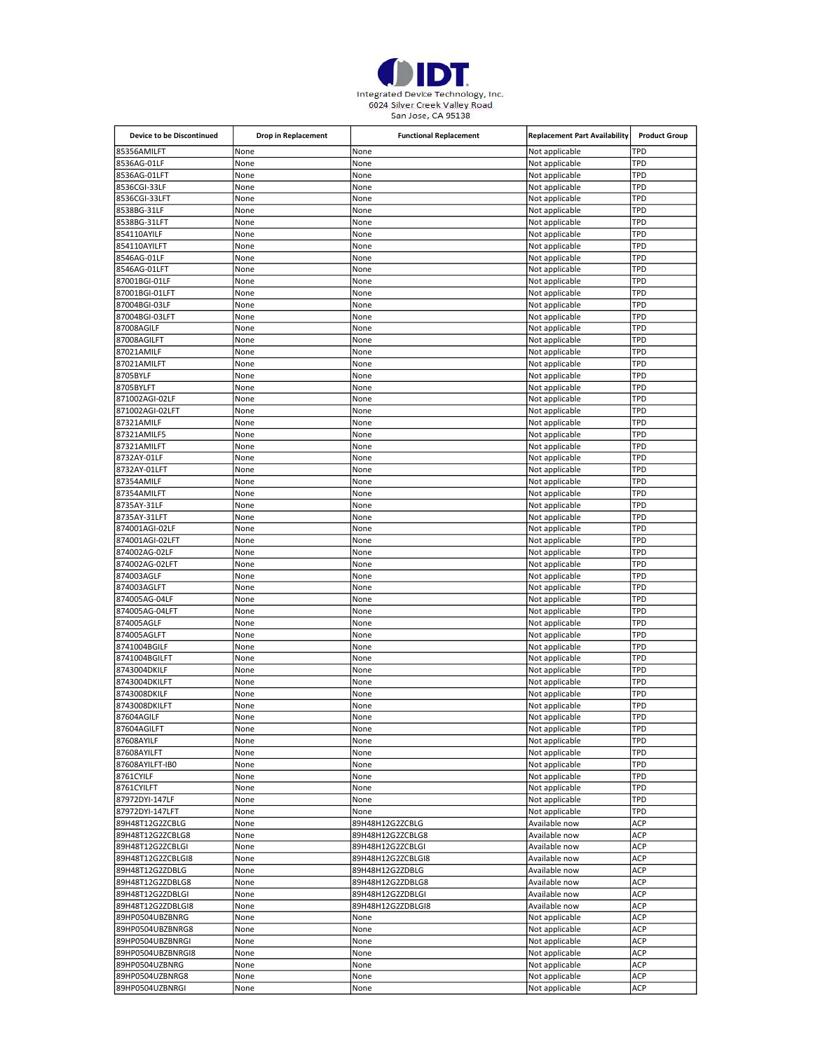IDT

Integrated Device Technology, Inc.
6024 Silver Creek Valley Road
San Jose, CA 95138

| Device to be Discontinued | Drop in Replacement | Functional Replacement | Replacement Part Availability | Product Group |
|---|---|---|---|---|
| 85356AMILFT | None | None | Not applicable | TPD |
| 8536AG-01LF | None | None | Not applicable | TPD |
| 8536AG-01LFT | None | None | Not applicable | TPD |
| 8536CGI-33LF | None | None | Not applicable | TPD |
| 8536CGI-33LFT | None | None | Not applicable | TPD |
| 8538BG-31LF | None | None | Not applicable | TPD |
| 8538BG-31LFT | None | None | Not applicable | TPD |
| 854110AYILF | None | None | Not applicable | TPD |
| 854110AYILFT | None | None | Not applicable | TPD |
| 8546AG-01LF | None | None | Not applicable | TPD |
| 8546AG-01LFT | None | None | Not applicable | TPD |
| 87001BGI-01LF | None | None | Not applicable | TPD |
| 87001BGI-01LFT | None | None | Not applicable | TPD |
| 87004BGI-03LF | None | None | Not applicable | TPD |
| 87004BGI-03LFT | None | None | Not applicable | TPD |
| 87008AGILF | None | None | Not applicable | TPD |
| 87008AGILFT | None | None | Not applicable | TPD |
| 87021AMILF | None | None | Not applicable | TPD |
| 87021AMILFT | None | None | Not applicable | TPD |
| 8705BYLF | None | None | Not applicable | TPD |
| 8705BYLFT | None | None | Not applicable | TPD |
| 871002AGI-02LF | None | None | Not applicable | TPD |
| 871002AGI-02LFT | None | None | Not applicable | TPD |
| 87321AMILF | None | None | Not applicable | TPD |
| 87321AMILF5 | None | None | Not applicable | TPD |
| 87321AMILFT | None | None | Not applicable | TPD |
| 8732AY-01LF | None | None | Not applicable | TPD |
| 8732AY-01LFT | None | None | Not applicable | TPD |
| 87354AMILF | None | None | Not applicable | TPD |
| 87354AMILFT | None | None | Not applicable | TPD |
| 8735AY-31LF | None | None | Not applicable | TPD |
| 8735AY-31LFT | None | None | Not applicable | TPD |
| 874001AGI-02LF | None | None | Not applicable | TPD |
| 874001AGI-02LFT | None | None | Not applicable | TPD |
| 874002AG-02LF | None | None | Not applicable | TPD |
| 874002AG-02LFT | None | None | Not applicable | TPD |
| 874003AGLF | None | None | Not applicable | TPD |
| 874003AGLFT | None | None | Not applicable | TPD |
| 874005AG-04LF | None | None | Not applicable | TPD |
| 874005AG-04LFT | None | None | Not applicable | TPD |
| 874005AGLF | None | None | Not applicable | TPD |
| 874005AGLFT | None | None | Not applicable | TPD |
| 8741004BGILF | None | None | Not applicable | TPD |
| 8741004BGILFT | None | None | Not applicable | TPD |
| 8743004DKILF | None | None | Not applicable | TPD |
| 8743004DKILFT | None | None | Not applicable | TPD |
| 8743008DKILF | None | None | Not applicable | TPD |
| 8743008DKILFT | None | None | Not applicable | TPD |
| 87604AGILF | None | None | Not applicable | TPD |
| 87604AGILFT | None | None | Not applicable | TPD |
| 87608AYILF | None | None | Not applicable | TPD |
| 87608AYILFT | None | None | Not applicable | TPD |
| 87608AYILFT-IB0 | None | None | Not applicable | TPD |
| 8761CYILF | None | None | Not applicable | TPD |
| 8761CYILFT | None | None | Not applicable | TPD |
| 87972DYI-147LF | None | None | Not applicable | TPD |
| 87972DYI-147LFT | None | None | Not applicable | TPD |
| 89H48T12G2ZCBLG | None | 89H48H12G2ZCBLG | Available now | ACP |
| 89H48T12G2ZCBLG8 | None | 89H48H12G2ZCBLG8 | Available now | ACP |
| 89H48T12G2ZCBLGI | None | 89H48H12G2ZCBLGI | Available now | ACP |
| 89H48T12G2ZCBLGI8 | None | 89H48H12G2ZCBLGI8 | Available now | ACP |
| 89H48T12G2ZDBLG | None | 89H48H12G2ZDBLG | Available now | ACP |
| 89H48T12G2ZDBLG8 | None | 89H48H12G2ZDBLG8 | Available now | ACP |
| 89H48T12G2ZDBLGI | None | 89H48H12G2ZDBLGI | Available now | ACP |
| 89H48T12G2ZDBLGI8 | None | 89H48H12G2ZDBLGI8 | Available now | ACP |
| 89HP0504UBZBNRG | None | None | Not applicable | ACP |
| 89HP0504UBZBNRG8 | None | None | Not applicable | ACP |
| 89HP0504UBZBNRGI | None | None | Not applicable | ACP |
| 89HP0504UBZBNRGI8 | None | None | Not applicable | ACP |
| 89HP0504UZBNRG | None | None | Not applicable | ACP |
| 89HP0504UZBNRG8 | None | None | Not applicable | ACP |
| 89HP0504UZBNRGI | None | None | Not applicable | ACP |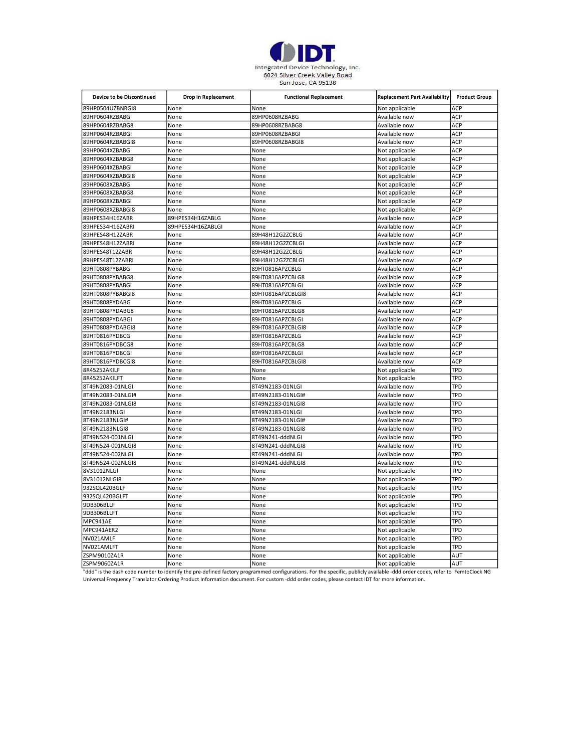Integrated Device Technology, Inc.
6024 Silver Creek Valley Road
San Jose, CA 95138

| Device to be Discontinued | Drop in Replacement | Functional Replacement | Replacement Part Availability | Product Group |
|---|---|---|---|---|
| 89HP0504UZBNRGI8 | None | None | Not applicable | ACP |
| 89HP0604RZBABG | None | 89HP0608RZBABG | Available now | ACP |
| 89HP0604RZBABG8 | None | 89HP0608RZBABG8 | Available now | ACP |
| 89HP0604RZBABGI | None | 89HP0608RZBABGI | Available now | ACP |
| 89HP0604RZBABGI8 | None | 89HP0608RZBABGI8 | Available now | ACP |
| 89HP0604XZBABG | None | None | Not applicable | ACP |
| 89HP0604XZBABG8 | None | None | Not applicable | ACP |
| 89HP0604XZBABGI | None | None | Not applicable | ACP |
| 89HP0604XZBABGI8 | None | None | Not applicable | ACP |
| 89HP0608XZBABG | None | None | Not applicable | ACP |
| 89HP0608XZBABG8 | None | None | Not applicable | ACP |
| 89HP0608XZBABGI | None | None | Not applicable | ACP |
| 89HP0608XZBABGI8 | None | None | Not applicable | ACP |
| 89HPES34H16ZABR | 89HPES34H16ZABLG | None | Available now | ACP |
| 89HPES34H16ZABRI | 89HPES34H16ZABLGI | None | Available now | ACP |
| 89HPES48H12ZABR | None | 89H48H12G2ZCBLG | Available now | ACP |
| 89HPES48H12ZABRI | None | 89H48H12G2ZCBLGI | Available now | ACP |
| 89HPES48T12ZABR | None | 89H48H12G2ZCBLG | Available now | ACP |
| 89HPES48T12ZABRI | None | 89H48H12G2ZCBLGI | Available now | ACP |
| 89HT0808PYBABG | None | 89HT0816APZCBLG | Available now | ACP |
| 89HT0808PYBABG8 | None | 89HT0816APZCBLG8 | Available now | ACP |
| 89HT0808PYBABGI | None | 89HT0816APZCBLGI | Available now | ACP |
| 89HT0808PYBABGI8 | None | 89HT0816APZCBLGI8 | Available now | ACP |
| 89HT0808PYDABG | None | 89HT0816APZCBLG | Available now | ACP |
| 89HT0808PYDABG8 | None | 89HT0816APZCBLG8 | Available now | ACP |
| 89HT0808PYDABGI | None | 89HT0816APZCBLGI | Available now | ACP |
| 89HT0808PYDABGI8 | None | 89HT0816APZCBLGI8 | Available now | ACP |
| 89HT0816PYDBCG | None | 89HT0816APZCBLG | Available now | ACP |
| 89HT0816PYDBCG8 | None | 89HT0816APZCBLG8 | Available now | ACP |
| 89HT0816PYDBCGI | None | 89HT0816APZCBLGI | Available now | ACP |
| 89HT0816PYDBCGI8 | None | 89HT0816APZCBLGI8 | Available now | ACP |
| 8R45252AKILF | None | None | Not applicable | TPD |
| 8R45252AKILFT | None | None | Not applicable | TPD |
| 8T49N2083-01NLGI | None | 8T49N2183-01NLGI | Available now | TPD |
| 8T49N2083-01NLGI# | None | 8T49N2183-01NLGI# | Available now | TPD |
| 8T49N2083-01NLGI8 | None | 8T49N2183-01NLGI8 | Available now | TPD |
| 8T49N2183NLGI | None | 8T49N2183-01NLGI | Available now | TPD |
| 8T49N2183NLGI# | None | 8T49N2183-01NLGI# | Available now | TPD |
| 8T49N2183NLGI8 | None | 8T49N2183-01NLGI8 | Available now | TPD |
| 8T49N524-001NLGI | None | 8T49N241-dddNLGI | Available now | TPD |
| 8T49N524-001NLGI8 | None | 8T49N241-dddNLGI8 | Available now | TPD |
| 8T49N524-002NLGI | None | 8T49N241-dddNLGI | Available now | TPD |
| 8T49N524-002NLGI8 | None | 8T49N241-dddNLGI8 | Available now | TPD |
| 8V31012NLGI | None | None | Not applicable | TPD |
| 8V31012NLGI8 | None | None | Not applicable | TPD |
| 932SQL420BGLF | None | None | Not applicable | TPD |
| 932SQL420BGLFT | None | None | Not applicable | TPD |
| 9DB306BLLF | None | None | Not applicable | TPD |
| 9DB306BLLFT | None | None | Not applicable | TPD |
| MPC941AE | None | None | Not applicable | TPD |
| MPC941AER2 | None | None | Not applicable | TPD |
| NV021AMLF | None | None | Not applicable | TPD |
| NV021AMLFT | None | None | Not applicable | TPD |
| ZSPM9010ZA1R | None | None | Not applicable | AUT |
| ZSPM9060ZA1R | None | None | Not applicable | AUT |

"ddd" is the dash code number to identify the pre-defined factory programmed configurations. For the specific, publicly available -ddd order codes, refer to FemtoClock NG Universal Frequency Translator Ordering Product Information document. For custom -ddd order codes, please contact IDT for more information.